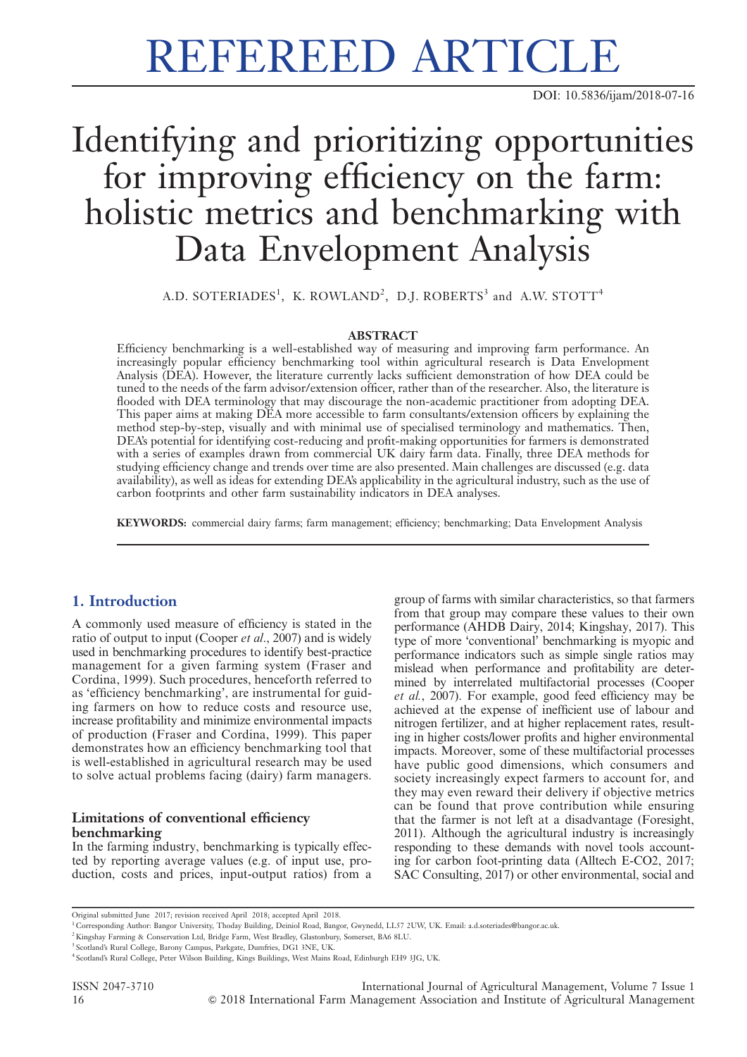# REFEREED ARTICLE

DOI: 10.5836/ijam/2018-07-16

# Identifying and prioritizing opportunities for improving efficiency on the farm: holistic metrics and benchmarking with Data Envelopment Analysis

A.D. SOTERIADES[1], K. ROWLAND[2], D.J. ROBERTS[3] and A.W. STOTT[4]

## ABSTRACT

Efficiency benchmarking is a well-established way of measuring and improving farm performance. An increasingly popular efficiency benchmarking tool within agricultural research is Data Envelopment Analysis (DEA). However, the literature currently lacks sufficient demonstration of how DEA could be tuned to the needs of the farm advisor/extension officer, rather than of the researcher. Also, the literature is flooded with DEA terminology that may discourage the non-academic practitioner from adopting DEA. This paper aims at making DEA more accessible to farm consultants/extension officers by explaining the method step-by-step, visually and with minimal use of specialised terminology and mathematics. Then, DEA's potential for identifying cost-reducing and profit-making opportunities for farmers is demonstrated with a series of examples drawn from commercial UK dairy farm data. Finally, three DEA methods for studying efficiency change and trends over time are also presented. Main challenges are discussed (e.g. data availability), as well as ideas for extending DEA's applicability in the agricultural industry, such as the use of carbon footprints and other farm sustainability indicators in DEA analyses.

**KEYWORDS:** commercial dairy farms; farm management; efficiency; benchmarking; Data Envelopment Analysis

## 1. Introduction

A commonly used measure of efficiency is stated in the ratio of output to input (Cooper *et al*., 2007) and is widely used in benchmarking procedures to identify best-practice management for a given farming system (Fraser and Cordina, 1999). Such procedures, henceforth referred to as 'efficiency benchmarking', are instrumental for guiding farmers on how to reduce costs and resource use, increase profitability and minimize environmental impacts of production (Fraser and Cordina, 1999). This paper demonstrates how an efficiency benchmarking tool that is well-established in agricultural research may be used to solve actual problems facing (dairy) farm managers.

### Limitations of conventional efficiency benchmarking

In the farming industry, benchmarking is typically effected by reporting average values (e.g. of input use, production, costs and prices, input-output ratios) from a group of farms with similar characteristics, so that farmers from that group may compare these values to their own performance (AHDB Dairy, 2014; Kingshay, 2017). This type of more 'conventional' benchmarking is myopic and performance indicators such as simple single ratios may mislead when performance and profitability are determined by interrelated multifactorial processes (Cooper *et al.*, 2007). For example, good feed efficiency may be achieved at the expense of inefficient use of labour and nitrogen fertilizer, and at higher replacement rates, resulting in higher costs/lower profits and higher environmental impacts. Moreover, some of these multifactorial processes have public good dimensions, which consumers and society increasingly expect farmers to account for, and they may even reward their delivery if objective metrics can be found that prove contribution while ensuring that the farmer is not left at a disadvantage (Foresight, 2011). Although the agricultural industry is increasingly responding to these demands with novel tools accounting for carbon foot-printing data (Alltech E-CO2, 2017; SAC Consulting, 2017) or other environmental, social and

Original submitted June 2017; revision received April 2018; accepted April 2018.

[1] Corresponding Author: Bangor University, Thoday Building, Deiniol Road, Bangor, Gwynedd, LL57 2UW, UK. Email: a.d.soteriades@bangor.ac.uk.

[2] Kingshay Farming & Conservation Ltd, Bridge Farm, West Bradley, Glastonbury, Somerset, BA6 8LU.

[3] Scotland's Rural College, Barony Campus, Parkgate, Dumfries, DG1 3NE, UK.

[4] Scotland's Rural College, Peter Wilson Building, Kings Buildings, West Mains Road, Edinburgh EH9 3JG, UK.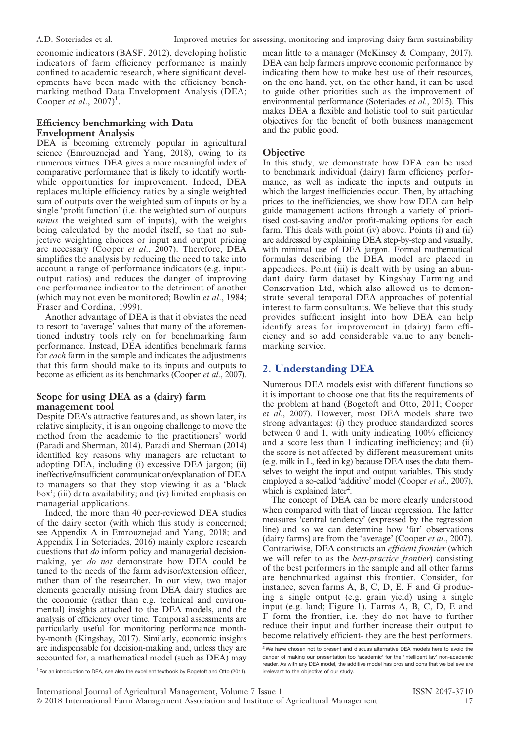economic indicators (BASF, 2012), developing holistic indicators of farm efficiency performance is mainly confined to academic research, where significant developments have been made with the efficiency benchmarking method Data Envelopment Analysis (DEA; Cooper *et al*., 2007)[1].

### Efficiency benchmarking with Data Envelopment Analysis

DEA is becoming extremely popular in agricultural science (Emrouznejad and Yang, 2018), owing to its numerous virtues. DEA gives a more meaningful index of comparative performance that is likely to identify worthwhile opportunities for improvement. Indeed, DEA replaces multiple efficiency ratios by a single weighted sum of outputs over the weighted sum of inputs or by a single 'profit function' (i.e. the weighted sum of outputs *minus* the weighted sum of inputs), with the weights being calculated by the model itself, so that no subjective weighting choices or input and output pricing are necessary (Cooper *et al*., 2007). Therefore, DEA simplifies the analysis by reducing the need to take into account a range of performance indicators (e.g. input-output ratios) and reduces the danger of improving one performance indicator to the detriment of another (which may not even be monitored; Bowlin *et al*., 1984; Fraser and Cordina, 1999).

Another advantage of DEA is that it obviates the need to resort to 'average' values that many of the aforementioned industry tools rely on for benchmarking farm performance. Instead, DEA identifies benchmark farms for *each* farm in the sample and indicates the adjustments that this farm should make to its inputs and outputs to become as efficient as its benchmarks (Cooper *et al*., 2007).

### Scope for using DEA as a (dairy) farm management tool

Despite DEA's attractive features and, as shown later, its relative simplicity, it is an ongoing challenge to move the method from the academic to the practitioners' world (Paradi and Sherman, 2014). Paradi and Sherman (2014) identified key reasons why managers are reluctant to adopting DEA, including (i) excessive DEA jargon; (ii) ineffective/insufficient communication/explanation of DEA to managers so that they stop viewing it as a 'black box'; (iii) data availability; and (iv) limited emphasis on managerial applications.

Indeed, the more than 40 peer-reviewed DEA studies of the dairy sector (with which this study is concerned; see Appendix A in Emrouznejad and Yang, 2018; and Appendix I in Soteriades, 2016) mainly explore research questions that *do* inform policy and managerial decision-making, yet *do not* demonstrate how DEA could be tuned to the needs of the farm advisor/extension officer, rather than of the researcher. In our view, two major elements generally missing from DEA dairy studies are the economic (rather than e.g. technical and environmental) insights attached to the DEA models, and the analysis of efficiency over time. Temporal assessments are particularly useful for monitoring performance month-by-month (Kingshay, 2017). Similarly, economic insights are indispensable for decision-making and, unless they are accounted for, a mathematical model (such as DEA) may mean little to a manager (McKinsey & Company, 2017). DEA can help farmers improve economic performance by indicating them how to make best use of their resources, on the one hand, yet, on the other hand, it can be used to guide other priorities such as the improvement of environmental performance (Soteriades *et al*., 2015). This makes DEA a flexible and holistic tool to suit particular objectives for the benefit of both business management and the public good.

### Objective

In this study, we demonstrate how DEA can be used to benchmark individual (dairy) farm efficiency performance, as well as indicate the inputs and outputs in which the largest inefficiencies occur. Then, by attaching prices to the inefficiencies, we show how DEA can help guide management actions through a variety of prioritised cost-saving and/or profit-making options for each farm. This deals with point (iv) above. Points (i) and (ii) are addressed by explaining DEA step-by-step and visually, with minimal use of DEA jargon. Formal mathematical formulas describing the DEA model are placed in appendices. Point (iii) is dealt with by using an abundant dairy farm dataset by Kingshay Farming and Conservation Ltd, which also allowed us to demonstrate several temporal DEA approaches of potential interest to farm consultants. We believe that this study provides sufficient insight into how DEA can help identify areas for improvement in (dairy) farm efficiency and so add considerable value to any benchmarking service.

## 2. Understanding DEA

Numerous DEA models exist with different functions so it is important to choose one that fits the requirements of the problem at hand (Bogetoft and Otto, 2011; Cooper *et al*., 2007). However, most DEA models share two strong advantages: (i) they produce standardized scores between 0 and 1, with unity indicating 100% efficiency and a score less than 1 indicating inefficiency; and (ii) the score is not affected by different measurement units (e.g. milk in L, feed in kg) because DEA uses the data themselves to weight the input and output variables. This study employed a so-called 'additive' model (Cooper *et al*., 2007), which is explained later[2].

The concept of DEA can be more clearly understood when compared with that of linear regression. The latter measures 'central tendency' (expressed by the regression line) and so we can determine how 'far' observations (dairy farms) are from the 'average' (Cooper *et al*., 2007). Contrariwise, DEA constructs an *efficient frontier* (which we will refer to as the *best-practice frontier*) consisting of the best performers in the sample and all other farms are benchmarked against this frontier. Consider, for instance, seven farms A, B, C, D, E, F and G producing a single output (e.g. grain yield) using a single input (e.g. land; Figure 1). Farms A, B, C, D, E and F form the frontier, i.e. they do not have to further reduce their input and further increase their output to become relatively efficient- they are the best performers.

[1] For an introduction to DEA, see also the excellent textbook by Bogetoft and Otto (2011).

[2] We have chosen not to present and discuss alternative DEA models here to avoid the danger of making our presentation too 'academic' for the 'intelligent lay' non-academic reader. As with any DEA model, the additive model has pros and cons that we believe are irrelevant to the objective of our study.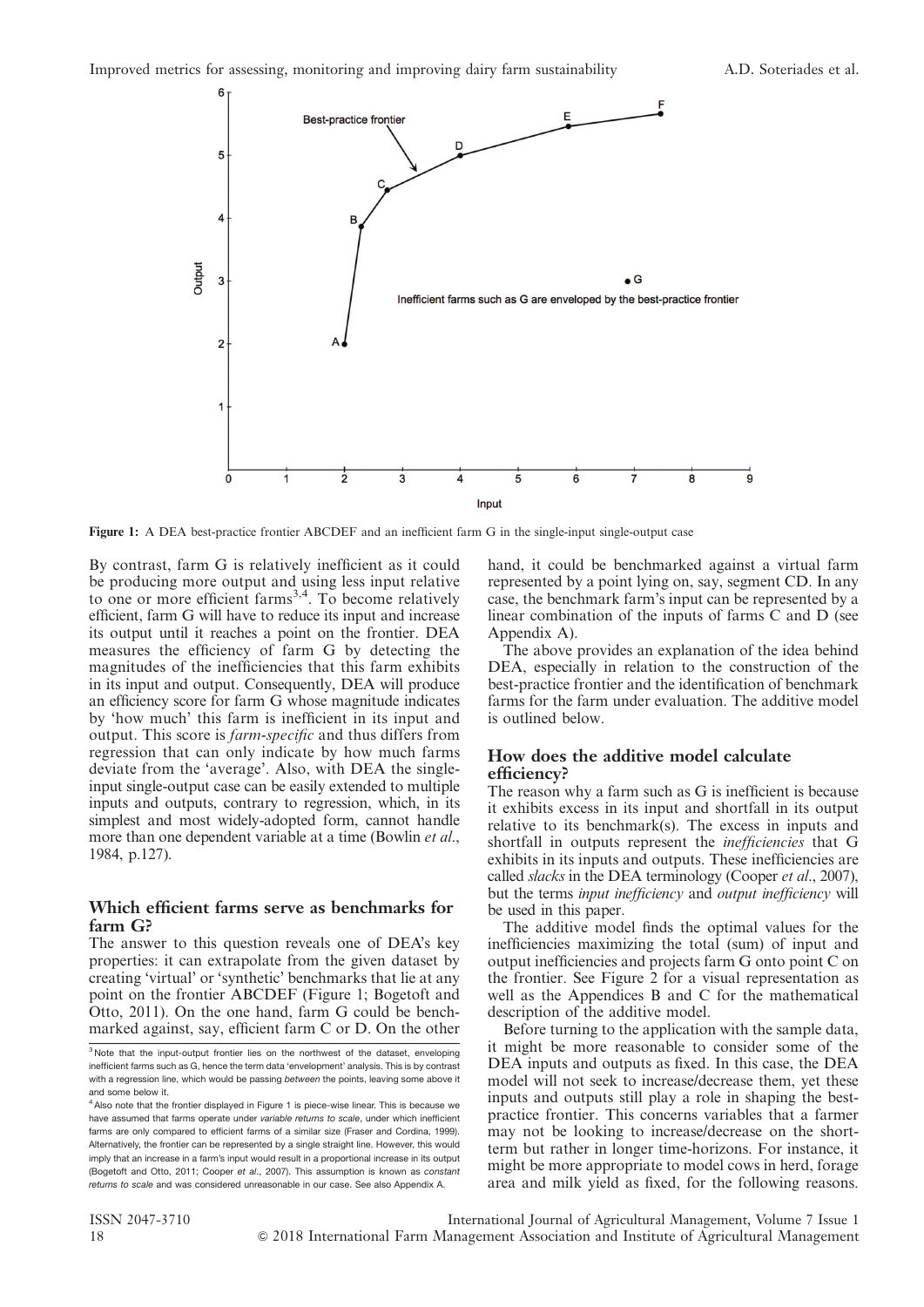**Figure 1:** A DEA best-practice frontier ABCDEF and an inefficient farm G in the single-input single-output case

By contrast, farm G is relatively inefficient as it could be producing more output and using less input relative to one or more efficient farms[3,4]. To become relatively efficient, farm G will have to reduce its input and increase its output until it reaches a point on the frontier. DEA measures the efficiency of farm G by detecting the magnitudes of the inefficiencies that this farm exhibits in its input and output. Consequently, DEA will produce an efficiency score for farm G whose magnitude indicates by 'how much' this farm is inefficient in its input and output. This score is *farm-specific* and thus differs from regression that can only indicate by how much farms deviate from the 'average'. Also, with DEA the single-input single-output case can be easily extended to multiple inputs and outputs, contrary to regression, which, in its simplest and most widely-adopted form, cannot handle more than one dependent variable at a time (Bowlin *et al*., 1984, p.127).

## Which efficient farms serve as benchmarks for farm G?

The answer to this question reveals one of DEA's key properties: it can extrapolate from the given dataset by creating 'virtual' or 'synthetic' benchmarks that lie at any point on the frontier ABCDEF (Figure 1; Bogetoft and Otto, 2011). On the one hand, farm G could be benchmarked against, say, efficient farm C or D. On the other hand, it could be benchmarked against a virtual farm represented by a point lying on, say, segment CD. In any case, the benchmark farm's input can be represented by a linear combination of the inputs of farms C and D (see Appendix A).

The above provides an explanation of the idea behind DEA, especially in relation to the construction of the best-practice frontier and the identification of benchmark farms for the farm under evaluation. The additive model is outlined below.

## How does the additive model calculate efficiency?

The reason why a farm such as G is inefficient is because it exhibits excess in its input and shortfall in its output relative to its benchmark(s). The excess in inputs and shortfall in outputs represent the *inefficiencies* that G exhibits in its inputs and outputs. These inefficiencies are called *slacks* in the DEA terminology (Cooper *et al*., 2007), but the terms *input inefficiency* and *output inefficiency* will be used in this paper.

The additive model finds the optimal values for the inefficiencies maximizing the total (sum) of input and output inefficiencies and projects farm G onto point C on the frontier. See Figure 2 for a visual representation as well as the Appendices B and C for the mathematical description of the additive model.

Before turning to the application with the sample data, it might be more reasonable to consider some of the DEA inputs and outputs as fixed. In this case, the DEA model will not seek to increase/decrease them, yet these inputs and outputs still play a role in shaping the best-practice frontier. This concerns variables that a farmer may not be looking to increase/decrease on the short-term but rather in longer time-horizons. For instance, it might be more appropriate to model cows in herd, forage area and milk yield as fixed, for the following reasons.

---

[3] Note that the input-output frontier lies on the northwest of the dataset, enveloping inefficient farms such as G, hence the term data 'envelopment' analysis. This is by contrast with a regression line, which would be passing *between* the points, leaving some above it and some below it.

[4] Also note that the frontier displayed in Figure 1 is piece-wise linear. This is because we have assumed that farms operate under *variable returns to scale*, under which inefficient farms are only compared to efficient farms of a similar size (Fraser and Cordina, 1999). Alternatively, the frontier can be represented by a single straight line. However, this would imply that an increase in a farm's input would result in a proportional increase in its output (Bogetoft and Otto, 2011; Cooper *et al*., 2007). This assumption is known as *constant returns to scale* and was considered unreasonable in our case. See also Appendix A.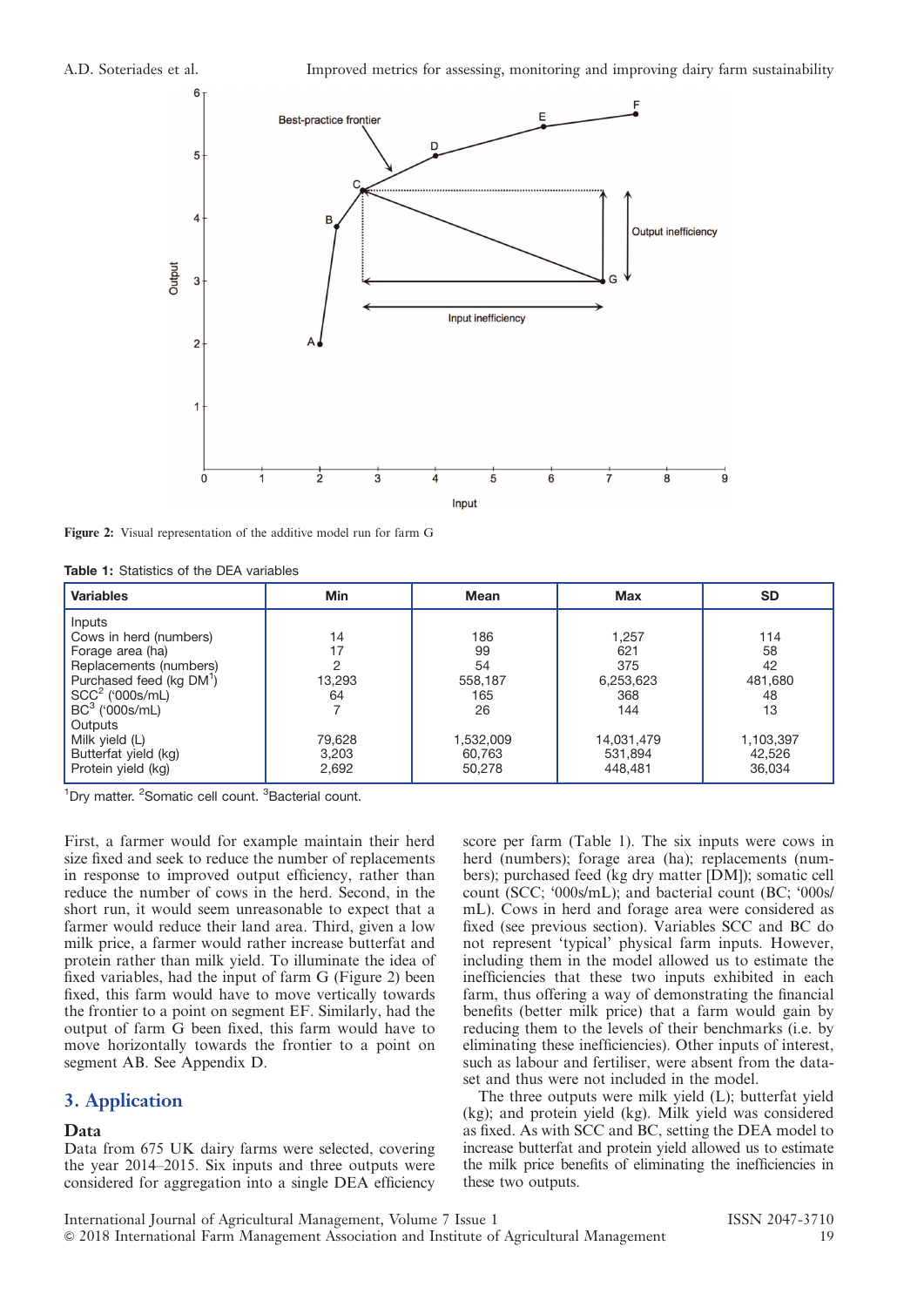Figure 2: Visual representation of the additive model run for farm G

Table 1: Statistics of the DEA variables

| Variables | Min | Mean | Max | SD |
|---|---|---|---|---|
| Inputs | | | | |
| Cows in herd (numbers) | 14 | 186 | 1,257 | 114 |
| Forage area (ha) | 17 | 99 | 621 | 58 |
| Replacements (numbers) | 2 | 54 | 375 | 42 |
| Purchased feed (kg DM[1]) | 13,293 | 558,187 | 6,253,623 | 481,680 |
| SCC[2] ('000s/mL) | 64 | 165 | 368 | 48 |
| BC[3] ('000s/mL) | 7 | 26 | 144 | 13 |
| Outputs | | | | |
| Milk yield (L) | 79,628 | 1,532,009 | 14,031,479 | 1,103,397 |
| Butterfat yield (kg) | 3,203 | 60,763 | 531,894 | 42,526 |
| Protein yield (kg) | 2,692 | 50,278 | 448,481 | 36,034 |

[1]Dry matter. [2]Somatic cell count. [3]Bacterial count.

First, a farmer would for example maintain their herd size fixed and seek to reduce the number of replacements in response to improved output efficiency, rather than reduce the number of cows in the herd. Second, in the short run, it would seem unreasonable to expect that a farmer would reduce their land area. Third, given a low milk price, a farmer would rather increase butterfat and protein rather than milk yield. To illuminate the idea of fixed variables, had the input of farm G (Figure 2) been fixed, this farm would have to move vertically towards the frontier to a point on segment EF. Similarly, had the output of farm G been fixed, this farm would have to move horizontally towards the frontier to a point on segment AB. See Appendix D.

## 3. Application

### Data

Data from 675 UK dairy farms were selected, covering the year 2014–2015. Six inputs and three outputs were considered for aggregation into a single DEA efficiency score per farm (Table 1). The six inputs were cows in herd (numbers); forage area (ha); replacements (numbers); purchased feed (kg dry matter [DM]); somatic cell count (SCC; '000s/mL); and bacterial count (BC; '000s/mL). Cows in herd and forage area were considered as fixed (see previous section). Variables SCC and BC do not represent 'typical' physical farm inputs. However, including them in the model allowed us to estimate the inefficiencies that these two inputs exhibited in each farm, thus offering a way of demonstrating the financial benefits (better milk price) that a farm would gain by reducing them to the levels of their benchmarks (i.e. by eliminating these inefficiencies). Other inputs of interest, such as labour and fertiliser, were absent from the dataset and thus were not included in the model.

The three outputs were milk yield (L); butterfat yield (kg); and protein yield (kg). Milk yield was considered as fixed. As with SCC and BC, setting the DEA model to increase butterfat and protein yield allowed us to estimate the milk price benefits of eliminating the inefficiencies in these two outputs.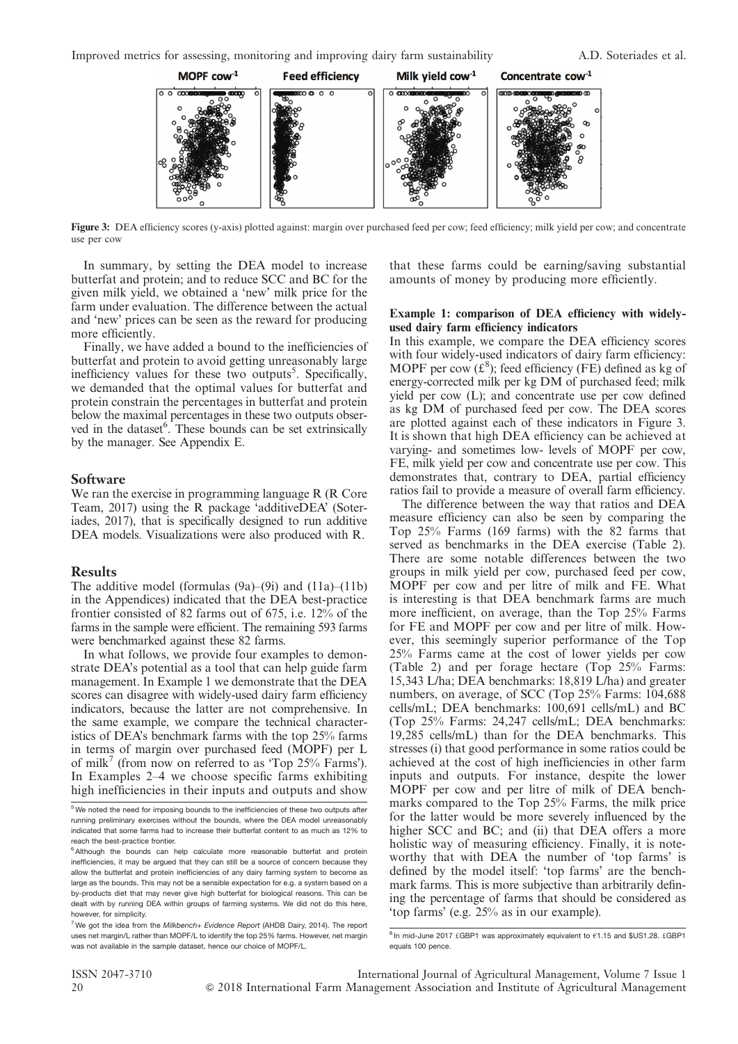Figure 3: DEA efficiency scores (y-axis) plotted against: margin over purchased feed per cow; feed efficiency; milk yield per cow; and concentrate use per cow

In summary, by setting the DEA model to increase butterfat and protein; and to reduce SCC and BC for the given milk yield, we obtained a 'new' milk price for the farm under evaluation. The difference between the actual and 'new' prices can be seen as the reward for producing more efficiently.

Finally, we have added a bound to the inefficiencies of butterfat and protein to avoid getting unreasonably large inefficiency values for these two outputs[5]. Specifically, we demanded that the optimal values for butterfat and protein constrain the percentages in butterfat and protein below the maximal percentages in these two outputs observed in the dataset[6]. These bounds can be set extrinsically by the manager. See Appendix E.

## Software

We ran the exercise in programming language R (R Core Team, 2017) using the R package 'additiveDEA' (Soteriades, 2017), that is specifically designed to run additive DEA models. Visualizations were also produced with R.

## Results

The additive model (formulas (9a)–(9i) and (11a)–(11b) in the Appendices) indicated that the DEA best-practice frontier consisted of 82 farms out of 675, i.e. 12% of the farms in the sample were efficient. The remaining 593 farms were benchmarked against these 82 farms.

In what follows, we provide four examples to demonstrate DEA's potential as a tool that can help guide farm management. In Example 1 we demonstrate that the DEA scores can disagree with widely-used dairy farm efficiency indicators, because the latter are not comprehensive. In the same example, we compare the technical characteristics of DEA's benchmark farms with the top 25% farms in terms of margin over purchased feed (MOPF) per L of milk[7] (from now on referred to as 'Top 25% Farms'). In Examples 2–4 we choose specific farms exhibiting high inefficiencies in their inputs and outputs and show that these farms could be earning/saving substantial amounts of money by producing more efficiently.

### Example 1: comparison of DEA efficiency with widely-used dairy farm efficiency indicators

In this example, we compare the DEA efficiency scores with four widely-used indicators of dairy farm efficiency: MOPF per cow (£[8]); feed efficiency (FE) defined as kg of energy-corrected milk per kg DM of purchased feed; milk yield per cow (L); and concentrate use per cow defined as kg DM of purchased feed per cow. The DEA scores are plotted against each of these indicators in Figure 3. It is shown that high DEA efficiency can be achieved at varying- and sometimes low- levels of MOPF per cow, FE, milk yield per cow and concentrate use per cow. This demonstrates that, contrary to DEA, partial efficiency ratios fail to provide a measure of overall farm efficiency.

The difference between the way that ratios and DEA measure efficiency can also be seen by comparing the Top 25% Farms (169 farms) with the 82 farms that served as benchmarks in the DEA exercise (Table 2). There are some notable differences between the two groups in milk yield per cow, purchased feed per cow, MOPF per cow and per litre of milk and FE. What is interesting is that DEA benchmark farms are much more inefficient, on average, than the Top 25% Farms for FE and MOPF per cow and per litre of milk. However, this seemingly superior performance of the Top 25% Farms came at the cost of lower yields per cow (Table 2) and per forage hectare (Top 25% Farms: 15,343 L/ha; DEA benchmarks: 18,819 L/ha) and greater numbers, on average, of SCC (Top 25% Farms: 104,688 cells/mL; DEA benchmarks: 100,691 cells/mL) and BC (Top 25% Farms: 24,247 cells/mL; DEA benchmarks: 19,285 cells/mL) than for the DEA benchmarks. This stresses (i) that good performance in some ratios could be achieved at the cost of high inefficiencies in other farm inputs and outputs. For instance, despite the lower MOPF per cow and per litre of milk of DEA benchmarks compared to the Top 25% Farms, the milk price for the latter would be more severely influenced by the higher SCC and BC; and (ii) that DEA offers a more holistic way of measuring efficiency. Finally, it is noteworthy that with DEA the number of 'top farms' is defined by the model itself: 'top farms' are the benchmark farms. This is more subjective than arbitrarily defining the percentage of farms that should be considered as 'top farms' (e.g. 25% as in our example).

---

[5] We noted the need for imposing bounds to the inefficiencies of these two outputs after running preliminary exercises without the bounds, where the DEA model unreasonably indicated that some farms had to increase their butterfat content to as much as 12% to reach the best-practice frontier.

[6] Although the bounds can help calculate more reasonable butterfat and protein inefficiencies, it may be argued that they can still be a source of concern because they allow the butterfat and protein inefficiencies of any dairy farming system to become as large as the bounds. This may not be a sensible expectation for e.g. a system based on a by-products diet that may never give high butterfat for biological reasons. This can be dealt with by running DEA within groups of farming systems. We did not do this here, however, for simplicity.

[7] We got the idea from the *Milkbench+ Evidence Report* (AHDB Dairy, 2014). The report uses net margin/L rather than MOPF/L to identify the top 25% farms. However, net margin was not available in the sample dataset, hence our choice of MOPF/L.

[8] In mid-June 2017 £GBP1 was approximately equivalent to €1.15 and $US1.28. £GBP1 equals 100 pence.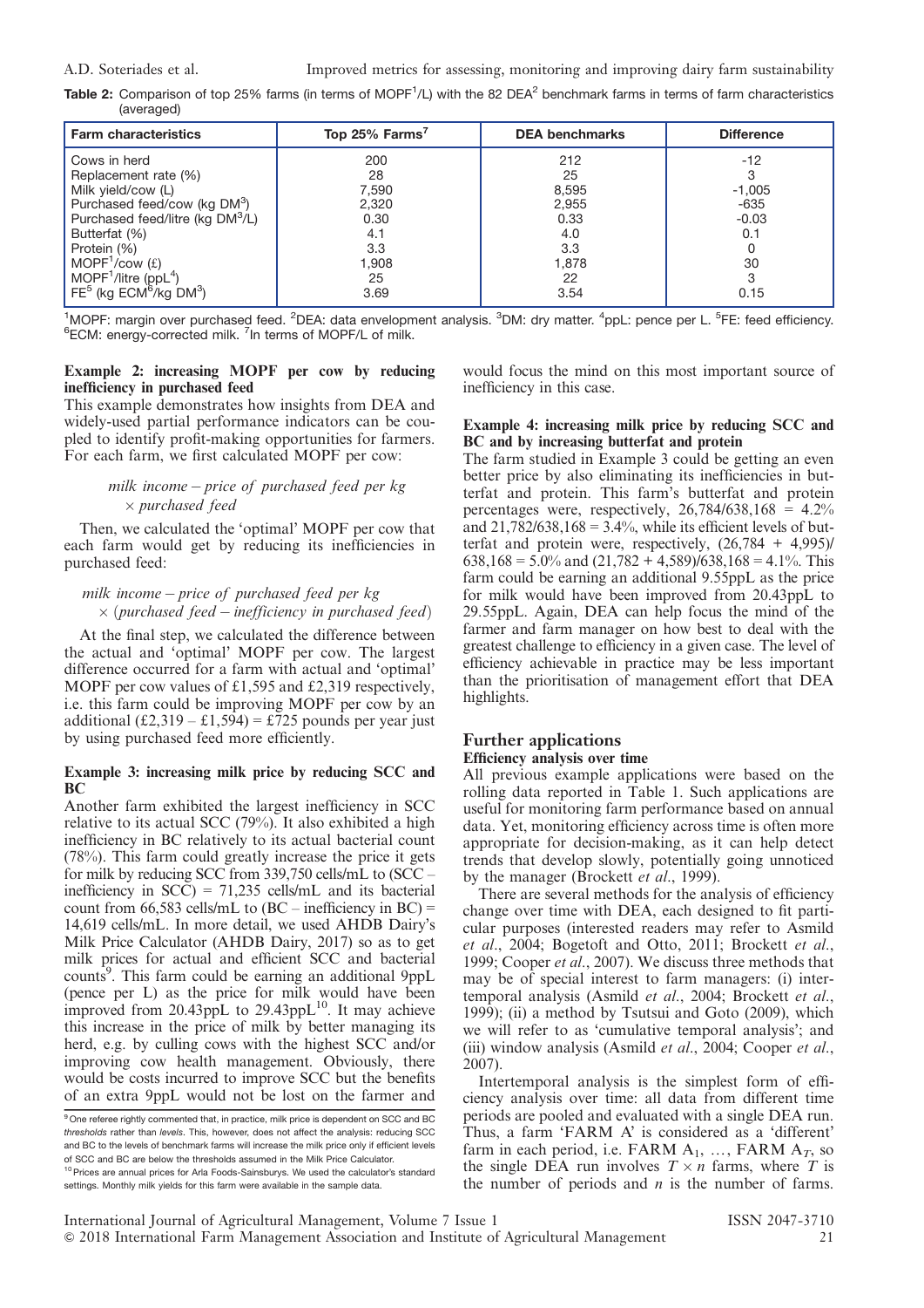**Table 2:** Comparison of top 25% farms (in terms of MOPF[1]/L) with the 82 DEA[2] benchmark farms in terms of farm characteristics (averaged)

| Farm characteristics | Top 25% Farms[7] | DEA benchmarks | Difference |
|---|---|---|---|
| Cows in herd | 200 | 212 | -12 |
| Replacement rate (%) | 28 | 25 | 3 |
| Milk yield/cow (L) | 7,590 | 8,595 | -1,005 |
| Purchased feed/cow (kg DM[3]) | 2,320 | 2,955 | -635 |
| Purchased feed/litre (kg DM[3]/L) | 0.30 | 0.33 | -0.03 |
| Butterfat (%) | 4.1 | 4.0 | 0.1 |
| Protein (%) | 3.3 | 3.3 | 0 |
| MOPF[1]/cow (£) | 1,908 | 1,878 | 30 |
| MOPF[1]/litre (ppL[4]) | 25 | 22 | 3 |
| FE[5] (kg ECM[6]/kg DM[3]) | 3.69 | 3.54 | 0.15 |

[1]MOPF: margin over purchased feed. [2]DEA: data envelopment analysis. [3]DM: dry matter. [4]ppL: pence per L. [5]FE: feed efficiency. [6]ECM: energy-corrected milk. [7]In terms of MOPF/L of milk.

#### Example 2: increasing MOPF per cow by reducing inefficiency in purchased feed

This example demonstrates how insights from DEA and widely-used partial performance indicators can be coupled to identify profit-making opportunities for farmers. For each farm, we first calculated MOPF per cow:

$$\textit{milk income} - \textit{price of purchased feed per kg} \times \textit{purchased feed}$$

Then, we calculated the 'optimal' MOPF per cow that each farm would get by reducing its inefficiencies in purchased feed:

$$\textit{milk income} - \textit{price of purchased feed per kg} \times (\textit{purchased feed} - \textit{inefficiency in purchased feed})$$

At the final step, we calculated the difference between the actual and 'optimal' MOPF per cow. The largest difference occurred for a farm with actual and 'optimal' MOPF per cow values of £1,595 and £2,319 respectively, i.e. this farm could be improving MOPF per cow by an additional (£2,319 – £1,594) = £725 pounds per year just by using purchased feed more efficiently.

#### Example 3: increasing milk price by reducing SCC and BC

Another farm exhibited the largest inefficiency in SCC relative to its actual SCC (79%). It also exhibited a high inefficiency in BC relatively to its actual bacterial count (78%). This farm could greatly increase the price it gets for milk by reducing SCC from 339,750 cells/mL to (SCC – inefficiency in SCC) = 71,235 cells/mL and its bacterial count from 66,583 cells/mL to (BC – inefficiency in BC) = 14,619 cells/mL. In more detail, we used AHDB Dairy's Milk Price Calculator (AHDB Dairy, 2017) so as to get milk prices for actual and efficient SCC and bacterial counts[9]. This farm could be earning an additional 9ppL (pence per L) as the price for milk would have been improved from 20.43ppL to 29.43ppL[10]. It may achieve this increase in the price of milk by better managing its herd, e.g. by culling cows with the highest SCC and/or improving cow health management. Obviously, there would be costs incurred to improve SCC but the benefits of an extra 9ppL would not be lost on the farmer and would focus the mind on this most important source of inefficiency in this case.

#### Example 4: increasing milk price by reducing SCC and BC and by increasing butterfat and protein

The farm studied in Example 3 could be getting an even better price by also eliminating its inefficiencies in butterfat and protein. This farm's butterfat and protein percentages were, respectively, 26,784/638,168 = 4.2% and 21,782/638,168 = 3.4%, while its efficient levels of butterfat and protein were, respectively, (26,784 + 4,995)/638,168 = 5.0% and (21,782 + 4,589)/638,168 = 4.1%. This farm could be earning an additional 9.55ppL as the price for milk would have been improved from 20.43ppL to 29.55ppL. Again, DEA can help focus the mind of the farmer and farm manager on how best to deal with the greatest challenge to efficiency in a given case. The level of efficiency achievable in practice may be less important than the prioritisation of management effort that DEA highlights.

## Further applications

### Efficiency analysis over time

All previous example applications were based on the rolling data reported in Table 1. Such applications are useful for monitoring farm performance based on annual data. Yet, monitoring efficiency across time is often more appropriate for decision-making, as it can help detect trends that develop slowly, potentially going unnoticed by the manager (Brockett *et al*., 1999).

There are several methods for the analysis of efficiency change over time with DEA, each designed to fit particular purposes (interested readers may refer to Asmild *et al*., 2004; Bogetoft and Otto, 2011; Brockett *et al*., 1999; Cooper *et al*., 2007). We discuss three methods that may be of special interest to farm managers: (i) intertemporal analysis (Asmild *et al*., 2004; Brockett *et al*., 1999); (ii) a method by Tsutsui and Goto (2009), which we will refer to as 'cumulative temporal analysis'; and (iii) window analysis (Asmild *et al*., 2004; Cooper *et al*., 2007).

Intertemporal analysis is the simplest form of efficiency analysis over time: all data from different time periods are pooled and evaluated with a single DEA run. Thus, a farm 'FARM A' is considered as a 'different' farm in each period, i.e. FARM $A_1$, …, FARM $A_T$, so the single DEA run involves $T \times n$ farms, where $T$ is the number of periods and $n$ is the number of farms.

---

[9] One referee rightly commented that, in practice, milk price is dependent on SCC and BC *thresholds* rather than *levels*. This, however, does not affect the analysis here: reducing SCC and BC to the levels of benchmark farms will increase the milk price only if efficient levels of SCC and BC are below the thresholds assumed in the Milk Price Calculator.

[10] Prices are annual prices for Arla Foods-Sainsburys. We used the calculator's standard settings. Monthly milk yields for this farm were available in the sample data.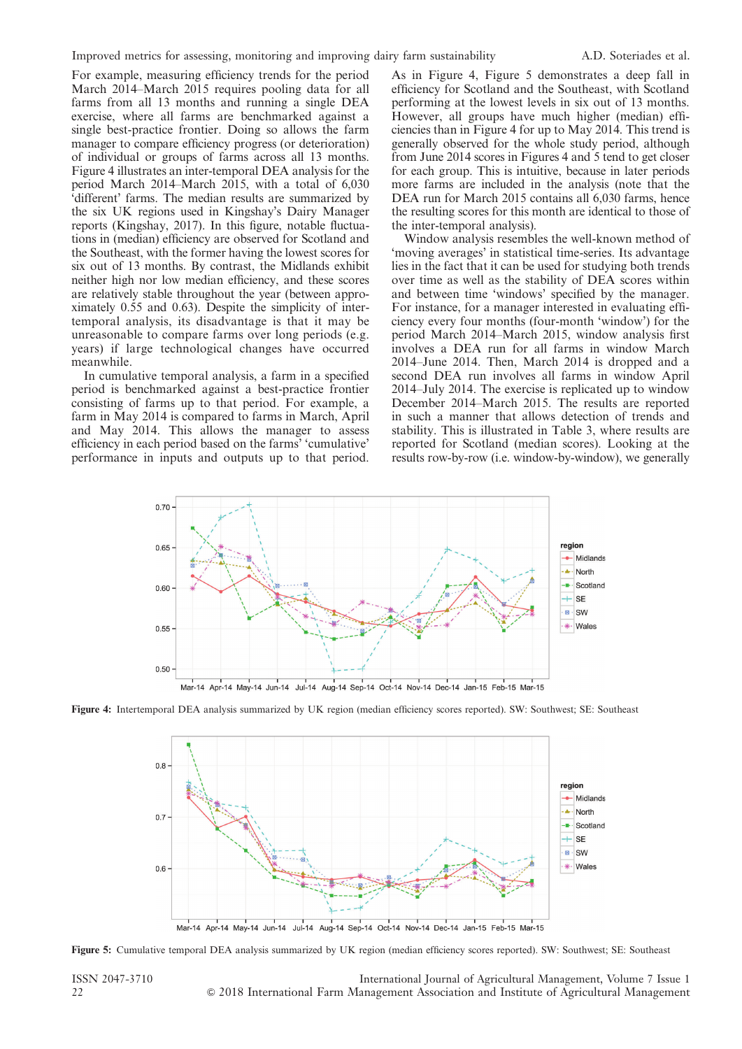For example, measuring efficiency trends for the period March 2014–March 2015 requires pooling data for all farms from all 13 months and running a single DEA exercise, where all farms are benchmarked against a single best-practice frontier. Doing so allows the farm manager to compare efficiency progress (or deterioration) of individual or groups of farms across all 13 months. Figure 4 illustrates an inter-temporal DEA analysis for the period March 2014–March 2015, with a total of 6,030 'different' farms. The median results are summarized by the six UK regions used in Kingshay's Dairy Manager reports (Kingshay, 2017). In this figure, notable fluctuations in (median) efficiency are observed for Scotland and the Southeast, with the former having the lowest scores for six out of 13 months. By contrast, the Midlands exhibit neither high nor low median efficiency, and these scores are relatively stable throughout the year (between approximately 0.55 and 0.63). Despite the simplicity of inter-temporal analysis, its disadvantage is that it may be unreasonable to compare farms over long periods (e.g. years) if large technological changes have occurred meanwhile.

In cumulative temporal analysis, a farm in a specified period is benchmarked against a best-practice frontier consisting of farms up to that period. For example, a farm in May 2014 is compared to farms in March, April and May 2014. This allows the manager to assess efficiency in each period based on the farms' 'cumulative' performance in inputs and outputs up to that period. As in Figure 4, Figure 5 demonstrates a deep fall in efficiency for Scotland and the Southeast, with Scotland performing at the lowest levels in six out of 13 months. However, all groups have much higher (median) efficiencies than in Figure 4 for up to May 2014. This trend is generally observed for the whole study period, although from June 2014 scores in Figures 4 and 5 tend to get closer for each group. This is intuitive, because in later periods more farms are included in the analysis (note that the DEA run for March 2015 contains all 6,030 farms, hence the resulting scores for this month are identical to those of the inter-temporal analysis).

Window analysis resembles the well-known method of 'moving averages' in statistical time-series. Its advantage lies in the fact that it can be used for studying both trends over time as well as the stability of DEA scores within and between time 'windows' specified by the manager. For instance, for a manager interested in evaluating efficiency every four months (four-month 'window') for the period March 2014–March 2015, window analysis first involves a DEA run for all farms in window March 2014–June 2014. Then, March 2014 is dropped and a second DEA run involves all farms in window April 2014–July 2014. The exercise is replicated up to window December 2014–March 2015. The results are reported in such a manner that allows detection of trends and stability. This is illustrated in Table 3, where results are reported for Scotland (median scores). Looking at the results row-by-row (i.e. window-by-window), we generally

**Figure 4:** Intertemporal DEA analysis summarized by UK region (median efficiency scores reported). SW: Southwest; SE: Southeast

**Figure 5:** Cumulative temporal DEA analysis summarized by UK region (median efficiency scores reported). SW: Southwest; SE: Southeast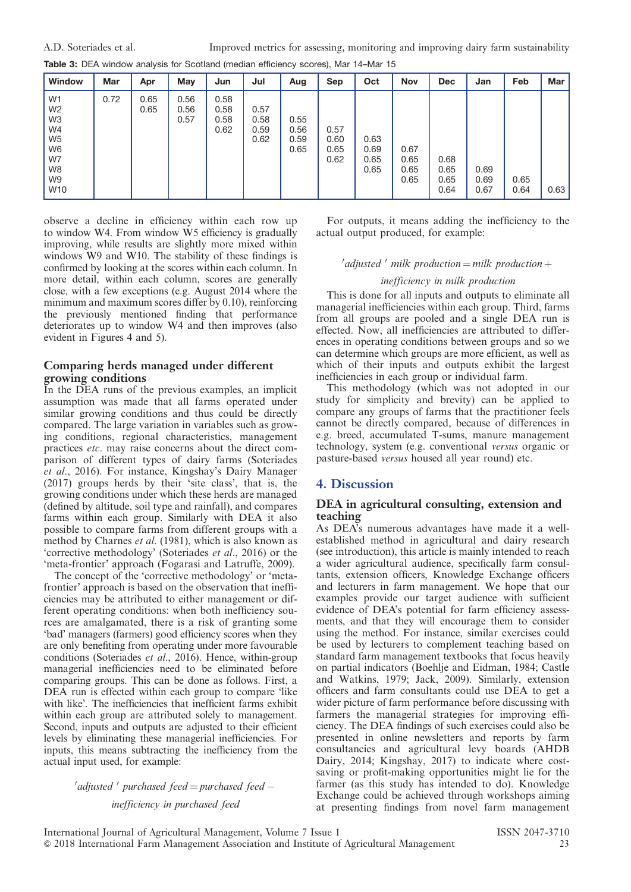**Table 3:** DEA window analysis for Scotland (median efficiency scores), Mar 14–Mar 15

| Window | Mar | Apr | May | Jun | Jul | Aug | Sep | Oct | Nov | Dec | Jan | Feb | Mar |
|---|---|---|---|---|---|---|---|---|---|---|---|---|---|
| W1 | 0.72 | 0.65 | 0.56 | 0.58 | | | | | | | | | |
| W2 | | 0.65 | 0.56 | 0.58 | 0.57 | | | | | | | | |
| W3 | | | 0.57 | 0.58 | 0.58 | 0.55 | | | | | | | |
| W4 | | | | 0.62 | 0.59 | 0.56 | 0.57 | | | | | | |
| W5 | | | | | 0.62 | 0.59 | 0.60 | 0.63 | | | | | |
| W6 | | | | | | 0.65 | 0.65 | 0.69 | 0.67 | | | | |
| W7 | | | | | | | 0.62 | 0.65 | 0.65 | 0.68 | | | |
| W8 | | | | | | | | 0.65 | 0.65 | 0.65 | 0.69 | | |
| W9 | | | | | | | | | 0.65 | 0.65 | 0.69 | 0.65 | |
| W10 | | | | | | | | | | 0.64 | 0.67 | 0.64 | 0.63 |

observe a decline in efficiency within each row up to window W4. From window W5 efficiency is gradually improving, while results are slightly more mixed within windows W9 and W10. The stability of these findings is confirmed by looking at the scores within each column. In more detail, within each column, scores are generally close, with a few exceptions (e.g. August 2014 where the minimum and maximum scores differ by 0.10), reinforcing the previously mentioned finding that performance deteriorates up to window W4 and then improves (also evident in Figures 4 and 5).

### Comparing herds managed under different growing conditions

In the DEA runs of the previous examples, an implicit assumption was made that all farms operated under similar growing conditions and thus could be directly compared. The large variation in variables such as growing conditions, regional characteristics, management practices *etc*. may raise concerns about the direct comparison of different types of dairy farms (Soteriades *et al*., 2016). For instance, Kingshay's Dairy Manager (2017) groups herds by their 'site class', that is, the growing conditions under which these herds are managed (defined by altitude, soil type and rainfall), and compares farms within each group. Similarly with DEA it also possible to compare farms from different groups with a method by Charnes *et al*. (1981), which is also known as 'corrective methodology' (Soteriades *et al*., 2016) or the 'meta-frontier' approach (Fogarasi and Latruffe, 2009).

The concept of the 'corrective methodology' or 'meta-frontier' approach is based on the observation that inefficiencies may be attributed to either management or different operating conditions: when both inefficiency sources are amalgamated, there is a risk of granting some 'bad' managers (farmers) good efficiency scores when they are only benefiting from operating under more favourable conditions (Soteriades *et al*., 2016). Hence, within-group managerial inefficiencies need to be eliminated before comparing groups. This can be done as follows. First, a DEA run is effected within each group to compare 'like with like'. The inefficiencies that inefficient farms exhibit within each group are attributed solely to management. Second, inputs and outputs are adjusted to their efficient levels by eliminating these managerial inefficiencies. For inputs, this means subtracting the inefficiency from the actual input used, for example:

$$'adjusted'\ purchased\ feed = purchased\ feed - inefficiency\ in\ purchased\ feed$$

For outputs, it means adding the inefficiency to the actual output produced, for example:

$$'adjusted'\ milk\ production = milk\ production + inefficiency\ in\ milk\ production$$

This is done for all inputs and outputs to eliminate all managerial inefficiencies within each group. Third, farms from all groups are pooled and a single DEA run is effected. Now, all inefficiencies are attributed to differences in operating conditions between groups and so we can determine which groups are more efficient, as well as which of their inputs and outputs exhibit the largest inefficiencies in each group or individual farm.

This methodology (which was not adopted in our study for simplicity and brevity) can be applied to compare any groups of farms that the practitioner feels cannot be directly compared, because of differences in e.g. breed, accumulated T-sums, manure management technology, system (e.g. conventional *versus* organic or pasture-based *versus* housed all year round) etc.

## 4. Discussion

### DEA in agricultural consulting, extension and teaching

As DEA's numerous advantages have made it a well-established method in agricultural and dairy research (see introduction), this article is mainly intended to reach a wider agricultural audience, specifically farm consultants, extension officers, Knowledge Exchange officers and lecturers in farm management. We hope that our examples provide our target audience with sufficient evidence of DEA's potential for farm efficiency assessments, and that they will encourage them to consider using the method. For instance, similar exercises could be used by lecturers to complement teaching based on standard farm management textbooks that focus heavily on partial indicators (Boehlje and Eidman, 1984; Castle and Watkins, 1979; Jack, 2009). Similarly, extension officers and farm consultants could use DEA to get a wider picture of farm performance before discussing with farmers the managerial strategies for improving efficiency. The DEA findings of such exercises could also be presented in online newsletters and reports by farm consultancies and agricultural levy boards (AHDB Dairy, 2014; Kingshay, 2017) to indicate where cost-saving or profit-making opportunities might lie for the farmer (as this study has intended to do). Knowledge Exchange could be achieved through workshops aiming at presenting findings from novel farm management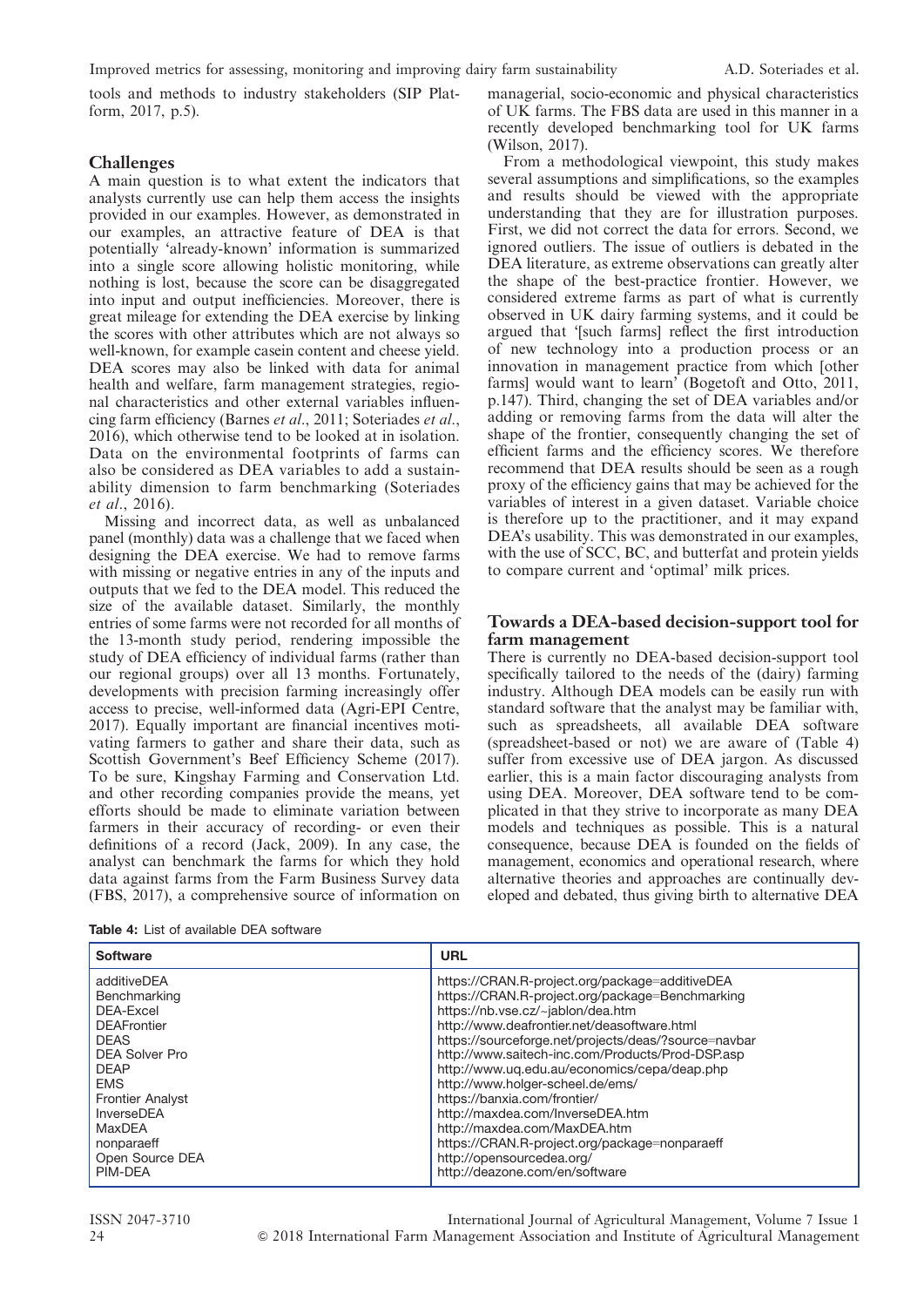tools and methods to industry stakeholders (SIP Platform, 2017, p.5).

## Challenges

A main question is to what extent the indicators that analysts currently use can help them access the insights provided in our examples. However, as demonstrated in our examples, an attractive feature of DEA is that potentially 'already-known' information is summarized into a single score allowing holistic monitoring, while nothing is lost, because the score can be disaggregated into input and output inefficiencies. Moreover, there is great mileage for extending the DEA exercise by linking the scores with other attributes which are not always so well-known, for example casein content and cheese yield. DEA scores may also be linked with data for animal health and welfare, farm management strategies, regional characteristics and other external variables influencing farm efficiency (Barnes *et al*., 2011; Soteriades *et al*., 2016), which otherwise tend to be looked at in isolation. Data on the environmental footprints of farms can also be considered as DEA variables to add a sustainability dimension to farm benchmarking (Soteriades *et al*., 2016).

Missing and incorrect data, as well as unbalanced panel (monthly) data was a challenge that we faced when designing the DEA exercise. We had to remove farms with missing or negative entries in any of the inputs and outputs that we fed to the DEA model. This reduced the size of the available dataset. Similarly, the monthly entries of some farms were not recorded for all months of the 13-month study period, rendering impossible the study of DEA efficiency of individual farms (rather than our regional groups) over all 13 months. Fortunately, developments with precision farming increasingly offer access to precise, well-informed data (Agri-EPI Centre, 2017). Equally important are financial incentives motivating farmers to gather and share their data, such as Scottish Government's Beef Efficiency Scheme (2017). To be sure, Kingshay Farming and Conservation Ltd. and other recording companies provide the means, yet efforts should be made to eliminate variation between farmers in their accuracy of recording- or even their definitions of a record (Jack, 2009). In any case, the analyst can benchmark the farms for which they hold data against farms from the Farm Business Survey data (FBS, 2017), a comprehensive source of information on managerial, socio-economic and physical characteristics of UK farms. The FBS data are used in this manner in a recently developed benchmarking tool for UK farms (Wilson, 2017).

From a methodological viewpoint, this study makes several assumptions and simplifications, so the examples and results should be viewed with the appropriate understanding that they are for illustration purposes. First, we did not correct the data for errors. Second, we ignored outliers. The issue of outliers is debated in the DEA literature, as extreme observations can greatly alter the shape of the best-practice frontier. However, we considered extreme farms as part of what is currently observed in UK dairy farming systems, and it could be argued that '[such farms] reflect the first introduction of new technology into a production process or an innovation in management practice from which [other farms] would want to learn' (Bogetoft and Otto, 2011, p.147). Third, changing the set of DEA variables and/or adding or removing farms from the data will alter the shape of the frontier, consequently changing the set of efficient farms and the efficiency scores. We therefore recommend that DEA results should be seen as a rough proxy of the efficiency gains that may be achieved for the variables of interest in a given dataset. Variable choice is therefore up to the practitioner, and it may expand DEA's usability. This was demonstrated in our examples, with the use of SCC, BC, and butterfat and protein yields to compare current and 'optimal' milk prices.

## Towards a DEA-based decision-support tool for farm management

There is currently no DEA-based decision-support tool specifically tailored to the needs of the (dairy) farming industry. Although DEA models can be easily run with standard software that the analyst may be familiar with, such as spreadsheets, all available DEA software (spreadsheet-based or not) we are aware of (Table 4) suffer from excessive use of DEA jargon. As discussed earlier, this is a main factor discouraging analysts from using DEA. Moreover, DEA software tend to be complicated in that they strive to incorporate as many DEA models and techniques as possible. This is a natural consequence, because DEA is founded on the fields of management, economics and operational research, where alternative theories and approaches are continually developed and debated, thus giving birth to alternative DEA

**Table 4:** List of available DEA software

| Software | URL |
|---|---|
| additiveDEA | https://CRAN.R-project.org/package=additiveDEA |
| Benchmarking | https://CRAN.R-project.org/package=Benchmarking |
| DEA-Excel | https://nb.vse.cz/~jablon/dea.htm |
| DEAFrontier | http://www.deafrontier.net/deasoftware.html |
| DEAS | https://sourceforge.net/projects/deas/?source=navbar |
| DEA Solver Pro | http://www.saitech-inc.com/Products/Prod-DSP.asp |
| DEAP | http://www.uq.edu.au/economics/cepa/deap.php |
| EMS | http://www.holger-scheel.de/ems/ |
| Frontier Analyst | https://banxia.com/frontier/ |
| InverseDEA | http://maxdea.com/InverseDEA.htm |
| MaxDEA | http://maxdea.com/MaxDEA.htm |
| nonparaeff | https://CRAN.R-project.org/package=nonparaeff |
| Open Source DEA | http://opensourcedea.org/ |
| PIM-DEA | http://deazone.com/en/software |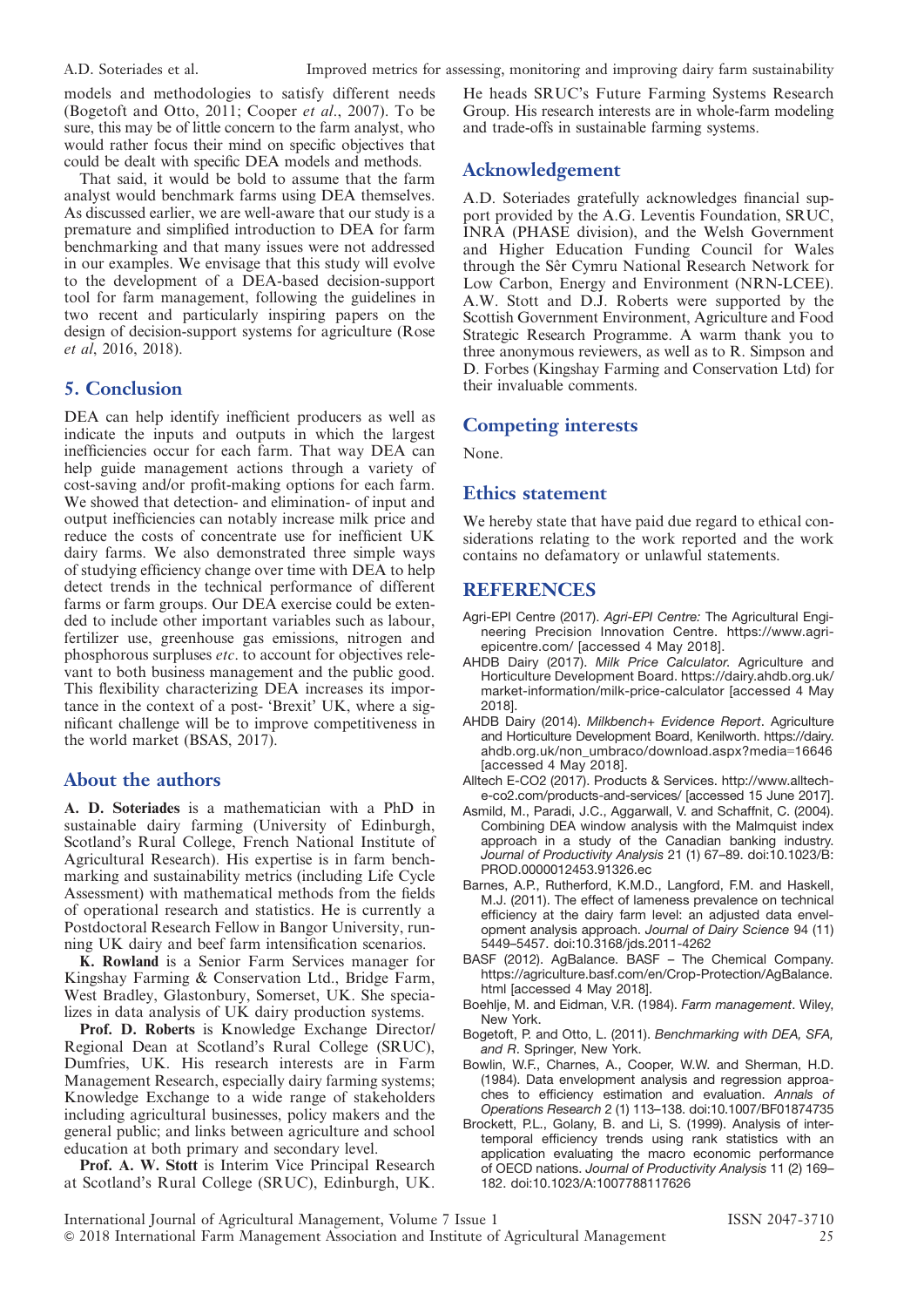models and methodologies to satisfy different needs (Bogetoft and Otto, 2011; Cooper *et al*., 2007). To be sure, this may be of little concern to the farm analyst, who would rather focus their mind on specific objectives that could be dealt with specific DEA models and methods.

That said, it would be bold to assume that the farm analyst would benchmark farms using DEA themselves. As discussed earlier, we are well-aware that our study is a premature and simplified introduction to DEA for farm benchmarking and that many issues were not addressed in our examples. We envisage that this study will evolve to the development of a DEA-based decision-support tool for farm management, following the guidelines in two recent and particularly inspiring papers on the design of decision-support systems for agriculture (Rose *et al*, 2016, 2018).

## 5. Conclusion

DEA can help identify inefficient producers as well as indicate the inputs and outputs in which the largest inefficiencies occur for each farm. That way DEA can help guide management actions through a variety of cost-saving and/or profit-making options for each farm. We showed that detection- and elimination- of input and output inefficiencies can notably increase milk price and reduce the costs of concentrate use for inefficient UK dairy farms. We also demonstrated three simple ways of studying efficiency change over time with DEA to help detect trends in the technical performance of different farms or farm groups. Our DEA exercise could be extended to include other important variables such as labour, fertilizer use, greenhouse gas emissions, nitrogen and phosphorous surpluses *etc*. to account for objectives relevant to both business management and the public good. This flexibility characterizing DEA increases its importance in the context of a post- 'Brexit' UK, where a significant challenge will be to improve competitiveness in the world market (BSAS, 2017).

## About the authors

**A. D. Soteriades** is a mathematician with a PhD in sustainable dairy farming (University of Edinburgh, Scotland's Rural College, French National Institute of Agricultural Research). His expertise is in farm benchmarking and sustainability metrics (including Life Cycle Assessment) with mathematical methods from the fields of operational research and statistics. He is currently a Postdoctoral Research Fellow in Bangor University, running UK dairy and beef farm intensification scenarios.

**K. Rowland** is a Senior Farm Services manager for Kingshay Farming & Conservation Ltd., Bridge Farm, West Bradley, Glastonbury, Somerset, UK. She specializes in data analysis of UK dairy production systems.

**Prof. D. Roberts** is Knowledge Exchange Director/ Regional Dean at Scotland's Rural College (SRUC), Dumfries, UK. His research interests are in Farm Management Research, especially dairy farming systems; Knowledge Exchange to a wide range of stakeholders including agricultural businesses, policy makers and the general public; and links between agriculture and school education at both primary and secondary level.

**Prof. A. W. Stott** is Interim Vice Principal Research at Scotland's Rural College (SRUC), Edinburgh, UK. He heads SRUC's Future Farming Systems Research Group. His research interests are in whole-farm modeling and trade-offs in sustainable farming systems.

## Acknowledgement

A.D. Soteriades gratefully acknowledges financial support provided by the A.G. Leventis Foundation, SRUC, INRA (PHASE division), and the Welsh Government and Higher Education Funding Council for Wales through the Sêr Cymru National Research Network for Low Carbon, Energy and Environment (NRN-LCEE). A.W. Stott and D.J. Roberts were supported by the Scottish Government Environment, Agriculture and Food Strategic Research Programme. A warm thank you to three anonymous reviewers, as well as to R. Simpson and D. Forbes (Kingshay Farming and Conservation Ltd) for their invaluable comments.

## Competing interests

None.

## Ethics statement

We hereby state that have paid due regard to ethical considerations relating to the work reported and the work contains no defamatory or unlawful statements.

## REFERENCES

Agri-EPI Centre (2017). *Agri-EPI Centre:* The Agricultural Engineering Precision Innovation Centre. https://www.agri-epicentre.com/ [accessed 4 May 2018].

AHDB Dairy (2017). *Milk Price Calculator*. Agriculture and Horticulture Development Board. https://dairy.ahdb.org.uk/market-information/milk-price-calculator [accessed 4 May 2018].

AHDB Dairy (2014). *Milkbench+ Evidence Report*. Agriculture and Horticulture Development Board, Kenilworth. https://dairy.ahdb.org.uk/non_umbraco/download.aspx?media=16646 [accessed 4 May 2018].

Alltech E-CO2 (2017). Products & Services. http://www.alltech-e-co2.com/products-and-services/ [accessed 15 June 2017].

Asmild, M., Paradi, J.C., Aggarwall, V. and Schaffnit, C. (2004). Combining DEA window analysis with the Malmquist index approach in a study of the Canadian banking industry. *Journal of Productivity Analysis* 21 (1) 67–89. doi:10.1023/B:PROD.0000012453.91326.ec

Barnes, A.P., Rutherford, K.M.D., Langford, F.M. and Haskell, M.J. (2011). The effect of lameness prevalence on technical efficiency at the dairy farm level: an adjusted data envelopment analysis approach. *Journal of Dairy Science* 94 (11) 5449–5457. doi:10.3168/jds.2011-4262

BASF (2012). AgBalance. BASF – The Chemical Company. https://agriculture.basf.com/en/Crop-Protection/AgBalance.html [accessed 4 May 2018].

Boehlje, M. and Eidman, V.R. (1984). *Farm management*. Wiley, New York.

Bogetoft, P. and Otto, L. (2011). *Benchmarking with DEA, SFA, and R*. Springer, New York.

Bowlin, W.F., Charnes, A., Cooper, W.W. and Sherman, H.D. (1984). Data envelopment analysis and regression approaches to efficiency estimation and evaluation. *Annals of Operations Research* 2 (1) 113–138. doi:10.1007/BF01874735

Brockett, P.L., Golany, B. and Li, S. (1999). Analysis of intertemporal efficiency trends using rank statistics with an application evaluating the macro economic performance of OECD nations. *Journal of Productivity Analysis* 11 (2) 169–182. doi:10.1023/A:1007788117626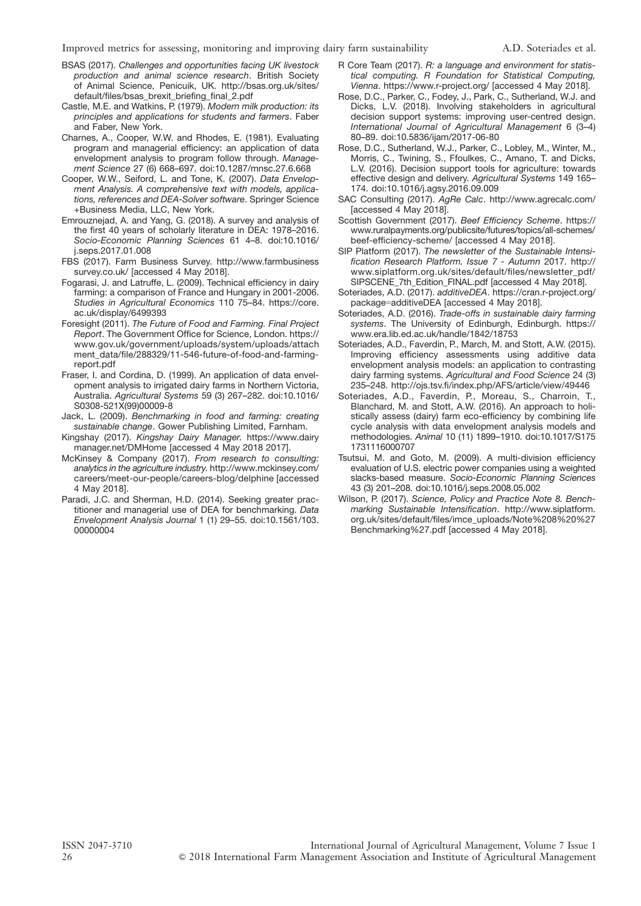BSAS (2017). *Challenges and opportunities facing UK livestock production and animal science research*. British Society of Animal Science, Penicuik, UK. http://bsas.org.uk/sites/default/files/bsas_brexit_briefing_final_2.pdf

Castle, M.E. and Watkins, P. (1979). *Modern milk production: its principles and applications for students and farmers*. Faber and Faber, New York.

Charnes, A., Cooper, W.W. and Rhodes, E. (1981). Evaluating program and managerial efficiency: an application of data envelopment analysis to program follow through. *Management Science* 27 (6) 668–697. doi:10.1287/mnsc.27.6.668

Cooper, W.W., Seiford, L. and Tone, K. (2007). *Data Envelopment Analysis. A comprehensive text with models, applications, references and DEA-Solver software*. Springer Science +Business Media, LLC, New York.

Emrouznejad, A. and Yang, G. (2018). A survey and analysis of the first 40 years of scholarly literature in DEA: 1978–2016. *Socio-Economic Planning Sciences* 61 4–8. doi:10.1016/j.seps.2017.01.008

FBS (2017). Farm Business Survey. http://www.farmbusinesssurvey.co.uk/ [accessed 4 May 2018].

Fogarasi, J. and Latruffe, L. (2009). Technical efficiency in dairy farming: a comparison of France and Hungary in 2001-2006. *Studies in Agricultural Economics* 110 75–84. https://core.ac.uk/display/6499393

Foresight (2011). *The Future of Food and Farming. Final Project Report*. The Government Office for Science, London. https://www.gov.uk/government/uploads/system/uploads/attachment_data/file/288329/11-546-future-of-food-and-farming-report.pdf

Fraser, I. and Cordina, D. (1999). An application of data envelopment analysis to irrigated dairy farms in Northern Victoria, Australia. *Agricultural Systems* 59 (3) 267–282. doi:10.1016/S0308-521X(99)00009-8

Jack, L. (2009). *Benchmarking in food and farming: creating sustainable change*. Gower Publishing Limited, Farnham.

Kingshay (2017). *Kingshay Dairy Manager.* https://www.dairymanager.net/DMHome [accessed 4 May 2018 2017].

McKinsey & Company (2017). *From research to consulting: analytics in the agriculture industry.* http://www.mckinsey.com/careers/meet-our-people/careers-blog/delphine [accessed 4 May 2018].

Paradi, J.C. and Sherman, H.D. (2014). Seeking greater practitioner and managerial use of DEA for benchmarking. *Data Envelopment Analysis Journal* 1 (1) 29–55. doi:10.1561/103.00000004

R Core Team (2017). *R: a language and environment for statistical computing. R Foundation for Statistical Computing, Vienna*. https://www.r-project.org/ [accessed 4 May 2018].

Rose, D.C., Parker, C., Fodey, J., Park, C., Sutherland, W.J. and Dicks, L.V. (2018). Involving stakeholders in agricultural decision support systems: improving user-centred design. *International Journal of Agricultural Management* 6 (3–4) 80–89. doi:10.5836/ijam/2017-06-80

Rose, D.C., Sutherland, W.J., Parker, C., Lobley, M., Winter, M., Morris, C., Twining, S., Ffoulkes, C., Amano, T. and Dicks, L.V. (2016). Decision support tools for agriculture: towards effective design and delivery. *Agricultural Systems* 149 165–174. doi:10.1016/j.agsy.2016.09.009

SAC Consulting (2017). *AgRe Calc*. http://www.agrecalc.com/ [accessed 4 May 2018].

Scottish Government (2017). *Beef Efficiency Scheme*. https://www.ruralpayments.org/publicsite/futures/topics/all-schemes/beef-efficiency-scheme/ [accessed 4 May 2018].

SIP Platform (2017). *The newsletter of the Sustainable Intensification Research Platform. Issue 7 - Autumn* 2017. http://www.siplatform.org.uk/sites/default/files/newsletter_pdf/SIPSCENE_7th_Edition_FINAL.pdf [accessed 4 May 2018].

Soteriades, A.D. (2017). *additiveDEA*. https://cran.r-project.org/package=additiveDEA [accessed 4 May 2018].

Soteriades, A.D. (2016). *Trade-offs in sustainable dairy farming systems*. The University of Edinburgh, Edinburgh. https://www.era.lib.ed.ac.uk/handle/1842/18753

Soteriades, A.D., Faverdin, P., March, M. and Stott, A.W. (2015). Improving efficiency assessments using additive data envelopment analysis models: an application to contrasting dairy farming systems. *Agricultural and Food Science* 24 (3) 235–248. http://ojs.tsv.fi/index.php/AFS/article/view/49446

Soteriades, A.D., Faverdin, P., Moreau, S., Charroin, T., Blanchard, M. and Stott, A.W. (2016). An approach to holistically assess (dairy) farm eco-efficiency by combining life cycle analysis with data envelopment analysis models and methodologies. *Animal* 10 (11) 1899–1910. doi:10.1017/S1751731116000707

Tsutsui, M. and Goto, M. (2009). A multi-division efficiency evaluation of U.S. electric power companies using a weighted slacks-based measure. *Socio-Economic Planning Sciences* 43 (3) 201–208. doi:10.1016/j.seps.2008.05.002

Wilson, P. (2017). *Science, Policy and Practice Note 8. Benchmarking Sustainable Intensification*. http://www.siplatform.org.uk/sites/default/files/imce_uploads/Note%208%20%27Benchmarking%27.pdf [accessed 4 May 2018].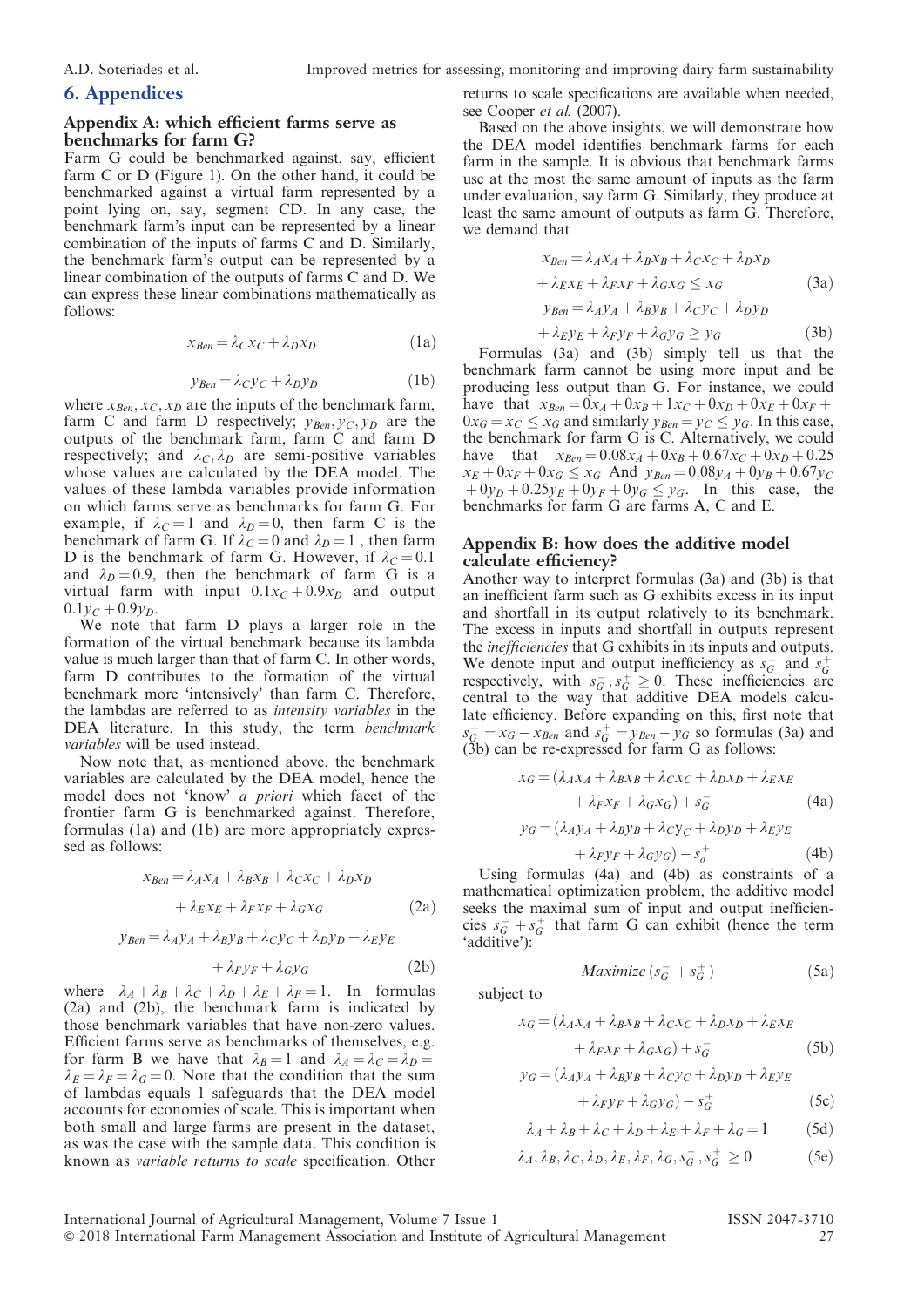## 6. Appendices

### Appendix A: which efficient farms serve as benchmarks for farm G?

Farm G could be benchmarked against, say, efficient farm C or D (Figure 1). On the other hand, it could be benchmarked against a virtual farm represented by a point lying on, say, segment CD. In any case, the benchmark farm's input can be represented by a linear combination of the inputs of farms C and D. Similarly, the benchmark farm's output can be represented by a linear combination of the outputs of farms C and D. We can express these linear combinations mathematically as follows:

$$x_{Ben} = \lambda_C x_C + \lambda_D x_D \tag{1a}$$

$$y_{Ben} = \lambda_C y_C + \lambda_D y_D \tag{1b}$$

where $x_{Ben}, x_C, x_D$ are the inputs of the benchmark farm, farm C and farm D respectively; $y_{Ben}, y_C, y_D$ are the outputs of the benchmark farm, farm C and farm D respectively; and $\lambda_C, \lambda_D$ are semi-positive variables whose values are calculated by the DEA model. The values of these lambda variables provide information on which farms serve as benchmarks for farm G. For example, if $\lambda_C = 1$ and $\lambda_D = 0$, then farm C is the benchmark of farm G. If $\lambda_C = 0$ and $\lambda_D = 1$ , then farm D is the benchmark of farm G. However, if $\lambda_C = 0.1$ and $\lambda_D = 0.9$, then the benchmark of farm G is a virtual farm with input $0.1x_C + 0.9x_D$ and output $0.1y_C + 0.9y_D$.

We note that farm D plays a larger role in the formation of the virtual benchmark because its lambda value is much larger than that of farm C. In other words, farm D contributes to the formation of the virtual benchmark more 'intensively' than farm C. Therefore, the lambdas are referred to as *intensity variables* in the DEA literature. In this study, the term *benchmark variables* will be used instead.

Now note that, as mentioned above, the benchmark variables are calculated by the DEA model, hence the model does not 'know' *a priori* which facet of the frontier farm G is benchmarked against. Therefore, formulas (1a) and (1b) are more appropriately expressed as follows:

$$x_{Ben} = \lambda_A x_A + \lambda_B x_B + \lambda_C x_C + \lambda_D x_D + \lambda_E x_E + \lambda_F x_F + \lambda_G x_G \tag{2a}$$

$$y_{Ben} = \lambda_A y_A + \lambda_B y_B + \lambda_C y_C + \lambda_D y_D + \lambda_E y_E + \lambda_F y_F + \lambda_G y_G \tag{2b}$$

where $\lambda_A + \lambda_B + \lambda_C + \lambda_D + \lambda_E + \lambda_F = 1$. In formulas (2a) and (2b), the benchmark farm is indicated by those benchmark variables that have non-zero values. Efficient farms serve as benchmarks of themselves, e.g. for farm B we have that $\lambda_B = 1$ and $\lambda_A = \lambda_C = \lambda_D = \lambda_E = \lambda_F = \lambda_G = 0$. Note that the condition that the sum of lambdas equals 1 safeguards that the DEA model accounts for economies of scale. This is important when both small and large farms are present in the dataset, as was the case with the sample data. This condition is known as *variable returns to scale* specification. Other returns to scale specifications are available when needed, see Cooper *et al.* (2007).

Based on the above insights, we will demonstrate how the DEA model identifies benchmark farms for each farm in the sample. It is obvious that benchmark farms use at the most the same amount of inputs as the farm under evaluation, say farm G. Similarly, they produce at least the same amount of outputs as farm G. Therefore, we demand that

$$x_{Ben} = \lambda_A x_A + \lambda_B x_B + \lambda_C x_C + \lambda_D x_D + \lambda_E x_E + \lambda_F x_F + \lambda_G x_G \leq x_G \tag{3a}$$

$$y_{Ben} = \lambda_A y_A + \lambda_B y_B + \lambda_C y_C + \lambda_D y_D + \lambda_E y_E + \lambda_F y_F + \lambda_G y_G \geq y_G \tag{3b}$$

Formulas (3a) and (3b) simply tell us that the benchmark farm cannot be using more input and be producing less output than G. For instance, we could have that $x_{Ben} = 0x_A + 0x_B + 1x_C + 0x_D + 0x_E + 0x_F + 0x_G = x_C \leq x_G$ and similarly $y_{Ben} = y_C \leq y_G$. In this case, the benchmark for farm G is C. Alternatively, we could have that $x_{Ben} = 0.08x_A + 0x_B + 0.67x_C + 0x_D + 0.25x_E + 0x_F + 0x_G \leq x_G$ And $y_{Ben} = 0.08y_A + 0y_B + 0.67y_C + 0y_D + 0.25y_E + 0y_F + 0y_G \leq y_G$. In this case, the benchmarks for farm G are farms A, C and E.

### Appendix B: how does the additive model calculate efficiency?

Another way to interpret formulas (3a) and (3b) is that an inefficient farm such as G exhibits excess in its input and shortfall in its output relatively to its benchmark. The excess in inputs and shortfall in outputs represent the *inefficiencies* that G exhibits in its inputs and outputs. We denote input and output inefficiency as $s_G^-$ and $s_G^+$ respectively, with $s_G^-, s_G^+ \geq 0$. These inefficiencies are central to the way that additive DEA models calculate efficiency. Before expanding on this, first note that $s_G^- = x_G - x_{Ben}$ and $s_G^+ = y_{Ben} - y_G$ so formulas (3a) and (3b) can be re-expressed for farm G as follows:

$$x_G = (\lambda_A x_A + \lambda_B x_B + \lambda_C x_C + \lambda_D x_D + \lambda_E x_E + \lambda_F x_F + \lambda_G x_G) + s_G^- \tag{4a}$$

$$y_G = (\lambda_A y_A + \lambda_B y_B + \lambda_C y_C + \lambda_D y_D + \lambda_E y_E + \lambda_F y_F + \lambda_G y_G) - s_o^+ \tag{4b}$$

Using formulas (4a) and (4b) as constraints of a mathematical optimization problem, the additive model seeks the maximal sum of input and output inefficiencies $s_G^- + s_G^+$ that farm G can exhibit (hence the term 'additive'):

$$Maximize\,(s_G^- + s_G^+) \tag{5a}$$

subject to

$$x_G = (\lambda_A x_A + \lambda_B x_B + \lambda_C x_C + \lambda_D x_D + \lambda_E x_E + \lambda_F x_F + \lambda_G x_G) + s_G^- \tag{5b}$$

$$y_G = (\lambda_A y_A + \lambda_B y_B + \lambda_C y_C + \lambda_D y_D + \lambda_E y_E + \lambda_F y_F + \lambda_G y_G) - s_G^+ \tag{5c}$$

$$\lambda_A + \lambda_B + \lambda_C + \lambda_D + \lambda_E + \lambda_F + \lambda_G = 1 \tag{5d}$$

$$\lambda_A, \lambda_B, \lambda_C, \lambda_D, \lambda_E, \lambda_F, \lambda_G, s_G^-, s_G^+ \geq 0 \tag{5e}$$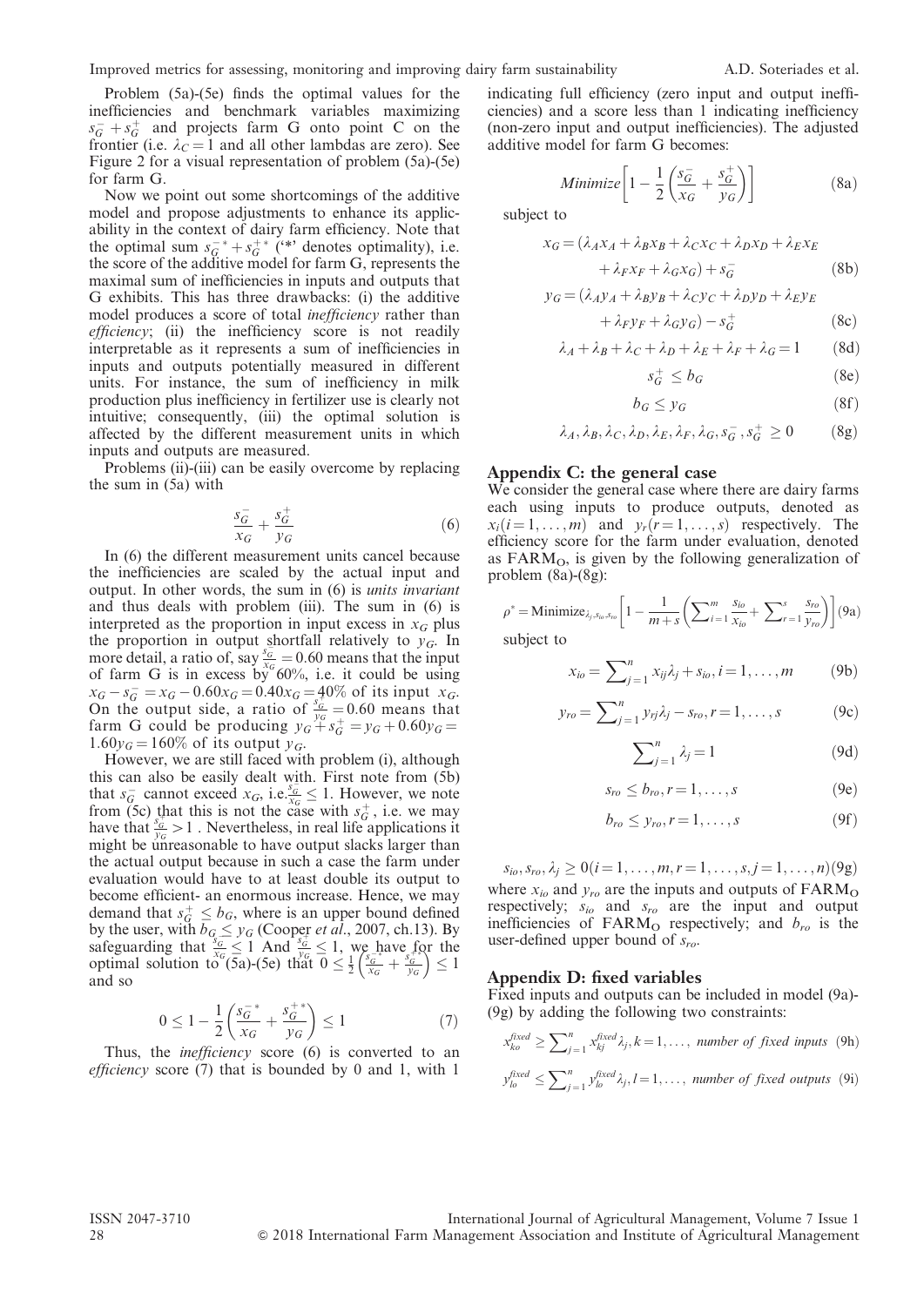Problem (5a)-(5e) finds the optimal values for the inefficiencies and benchmark variables maximizing $s_G^- + s_G^+$ and projects farm G onto point C on the frontier (i.e. $\lambda_C = 1$ and all other lambdas are zero). See Figure 2 for a visual representation of problem (5a)-(5e) for farm G.

Now we point out some shortcomings of the additive model and propose adjustments to enhance its applicability in the context of dairy farm efficiency. Note that the optimal sum $s_G^{-*} + s_G^{+*}$ ('*' denotes optimality), i.e. the score of the additive model for farm G, represents the maximal sum of inefficiencies in inputs and outputs that G exhibits. This has three drawbacks: (i) the additive model produces a score of total *inefficiency* rather than *efficiency*; (ii) the inefficiency score is not readily interpretable as it represents a sum of inefficiencies in inputs and outputs potentially measured in different units. For instance, the sum of inefficiency in milk production plus inefficiency in fertilizer use is clearly not intuitive; consequently, (iii) the optimal solution is affected by the different measurement units in which inputs and outputs are measured.

Problems (ii)-(iii) can be easily overcome by replacing the sum in (5a) with

$$\frac{s_G^-}{x_G} + \frac{s_G^+}{y_G} \tag{6}$$

In (6) the different measurement units cancel because the inefficiencies are scaled by the actual input and output. In other words, the sum in (6) is *units invariant* and thus deals with problem (iii). The sum in (6) is interpreted as the proportion in input excess in $x_G$ plus the proportion in output shortfall relatively to $y_G$. In more detail, a ratio of, say $\frac{s_G^-}{x_G} = 0.60$ means that the input of farm G is in excess by 60%, i.e. it could be using $x_G - s_G^- = x_G - 0.60x_G = 0.40x_G = 40\%$ of its input $x_G$. On the output side, a ratio of $\frac{s_G^+}{y_G} = 0.60$ means that farm G could be producing $y_G + s_G^+ = y_G + 0.60y_G = 1.60y_G = 160\%$ of its output $y_G$.

However, we are still faced with problem (i), although this can also be easily dealt with. First note from (5b) that $s_G^-$ cannot exceed $x_G$, i.e. $\frac{s_G^-}{x_G} \leq 1$. However, we note from (5c) that this is not the case with $s_G^+$, i.e. we may have that $\frac{s_G^+}{y_G} > 1$. Nevertheless, in real life applications it might be unreasonable to have output slacks larger than the actual output because in such a case the farm under evaluation would have to at least double its output to become efficient- an enormous increase. Hence, we may demand that $s_G^+ \leq b_G$, where is an upper bound defined by the user, with $b_G \leq y_G$ (Cooper *et al.*, 2007, ch.13). By safeguarding that $\frac{s_G^-}{x_G} \leq 1$ And $\frac{s_G^+}{y_G} \leq 1$, we have for the optimal solution to (5a)-(5e) that $0 \leq \frac{1}{2}\left(\frac{s_G^{-*}}{x_G} + \frac{s_G^{+*}}{y_G}\right) \leq 1$ and so

$$0 \leq 1 - \frac{1}{2}\left(\frac{s_G^{-*}}{x_G} + \frac{s_G^{+*}}{y_G}\right) \leq 1 \tag{7}$$

Thus, the *inefficiency* score (6) is converted to an *efficiency* score (7) that is bounded by 0 and 1, with 1 indicating full efficiency (zero input and output inefficiencies) and a score less than 1 indicating inefficiency (non-zero input and output inefficiencies). The adjusted additive model for farm G becomes:

$$Minimize\left[1 - \frac{1}{2}\left(\frac{s_G^-}{x_G} + \frac{s_G^+}{y_G}\right)\right] \tag{8a}$$

subject to

$$x_G = (\lambda_A x_A + \lambda_B x_B + \lambda_C x_C + \lambda_D x_D + \lambda_E x_E + \lambda_F x_F + \lambda_G x_G) + s_G^- \tag{8b}$$

$$y_G = (\lambda_A y_A + \lambda_B y_B + \lambda_C y_C + \lambda_D y_D + \lambda_E y_E + \lambda_F y_F + \lambda_G y_G) - s_G^+ \tag{8c}$$

$$\lambda_A + \lambda_B + \lambda_C + \lambda_D + \lambda_E + \lambda_F + \lambda_G = 1 \tag{8d}$$

$$s_G^+ \leq b_G \tag{8e}$$

$$b_G \leq y_G \tag{8f}$$

$$\lambda_A, \lambda_B, \lambda_C, \lambda_D, \lambda_E, \lambda_F, \lambda_G, s_G^-, s_G^+ \geq 0 \tag{8g}$$

## Appendix C: the general case

We consider the general case where there are dairy farms each using inputs to produce outputs, denoted as $x_i (i = 1, \ldots, m)$ and $y_r (r = 1, \ldots, s)$ respectively. The efficiency score for the farm under evaluation, denoted as $FARM_O$, is given by the following generalization of problem (8a)-(8g):

$$\rho^* = \text{Minimize}_{\lambda_j, s_{io}, s_{ro}}\left[1 - \frac{1}{m+s}\left(\sum_{i=1}^{m} \frac{s_{io}}{x_{io}} + \sum_{r=1}^{s} \frac{s_{ro}}{y_{ro}}\right)\right] \tag{9a}$$

subject to

$$x_{io} = \sum_{j=1}^{n} x_{ij}\lambda_j + s_{io}, i = 1, \ldots, m \tag{9b}$$

$$y_{ro} = \sum_{j=1}^{n} y_{rj}\lambda_j - s_{ro}, r = 1, \ldots, s \tag{9c}$$

$$\sum_{j=1}^{n} \lambda_j = 1 \tag{9d}$$

$$s_{ro} \leq b_{ro}, r = 1, \ldots, s \tag{9e}$$

$$b_{ro} \leq y_{ro}, r = 1, \ldots, s \tag{9f}$$

$$s_{io}, s_{ro}, \lambda_j \geq 0 (i = 1, \ldots, m, r = 1, \ldots, s, j = 1, \ldots, n) \tag{9g}$$

where $x_{io}$ and $y_{ro}$ are the inputs and outputs of $FARM_O$ respectively; $s_{io}$ and $s_{ro}$ are the input and output inefficiencies of $FARM_O$ respectively; and $b_{ro}$ is the user-defined upper bound of $s_{ro}$.

## Appendix D: fixed variables

Fixed inputs and outputs can be included in model (9a)-(9g) by adding the following two constraints:

$$x_{ko}^{fixed} \geq \sum_{j=1}^{n} x_{kj}^{fixed}\lambda_j, k = 1, \ldots, \text{ number of fixed inputs} \tag{9h}$$

$$y_{lo}^{fixed} \leq \sum_{j=1}^{n} y_{lo}^{fixed}\lambda_j, l = 1, \ldots, \text{ number of fixed outputs} \tag{9i}$$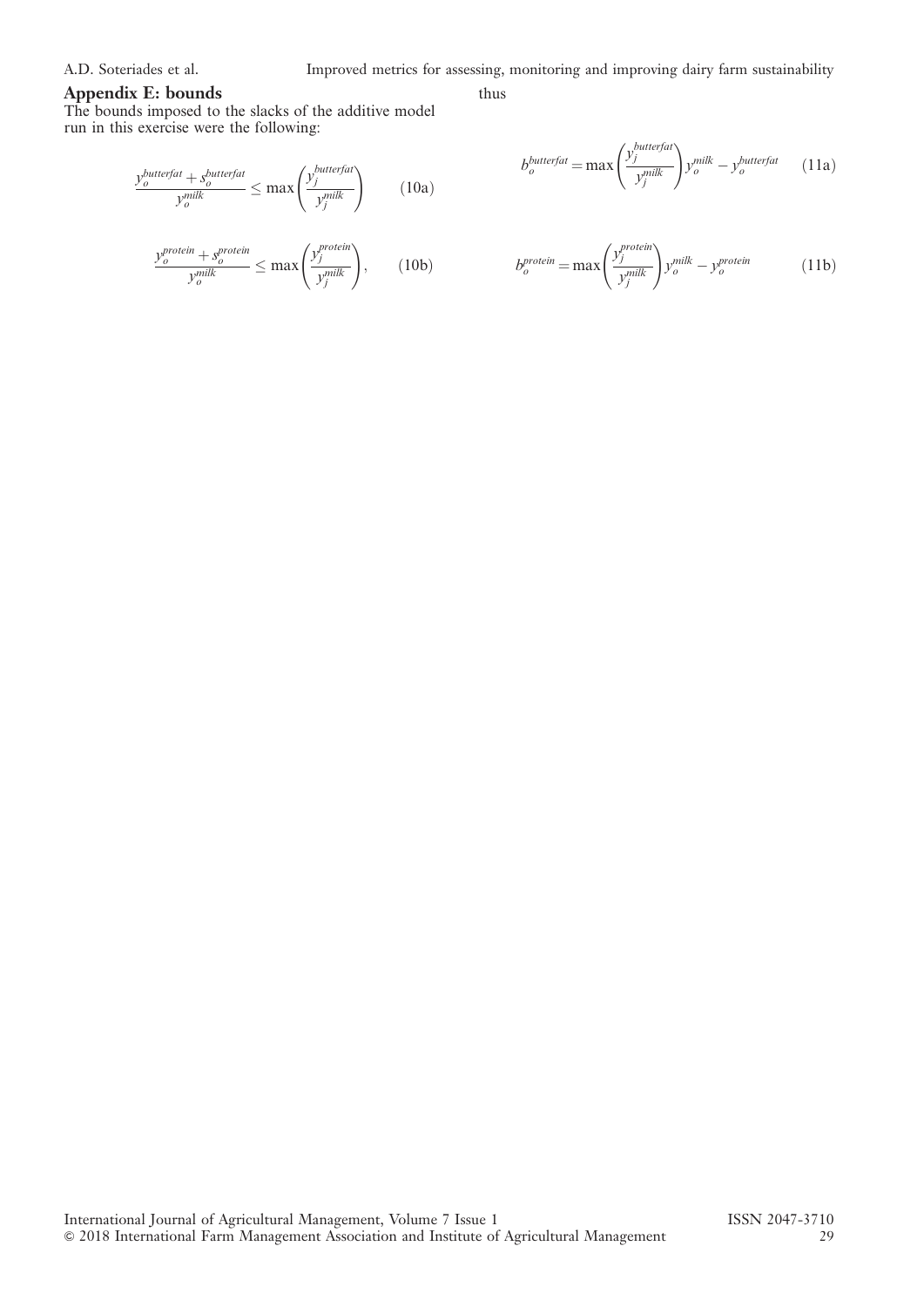## Appendix E: bounds

The bounds imposed to the slacks of the additive model run in this exercise were the following:

$$\frac{y_o^{butterfat} + s_o^{butterfat}}{y_o^{milk}} \leq \max\left(\frac{y_j^{butterfat}}{y_j^{milk}}\right) \quad (10a)$$

$$\frac{y_o^{protein} + s_o^{protein}}{y_o^{milk}} \leq \max\left(\frac{y_j^{protein}}{y_j^{milk}}\right), \quad (10b)$$

thus

$$b_o^{butterfat} = \max\left(\frac{y_j^{butterfat}}{y_j^{milk}}\right) y_o^{milk} - y_o^{butterfat} \quad (11a)$$

$$b_o^{protein} = \max\left(\frac{y_j^{protein}}{y_j^{milk}}\right) y_o^{milk} - y_o^{protein} \quad (11b)$$